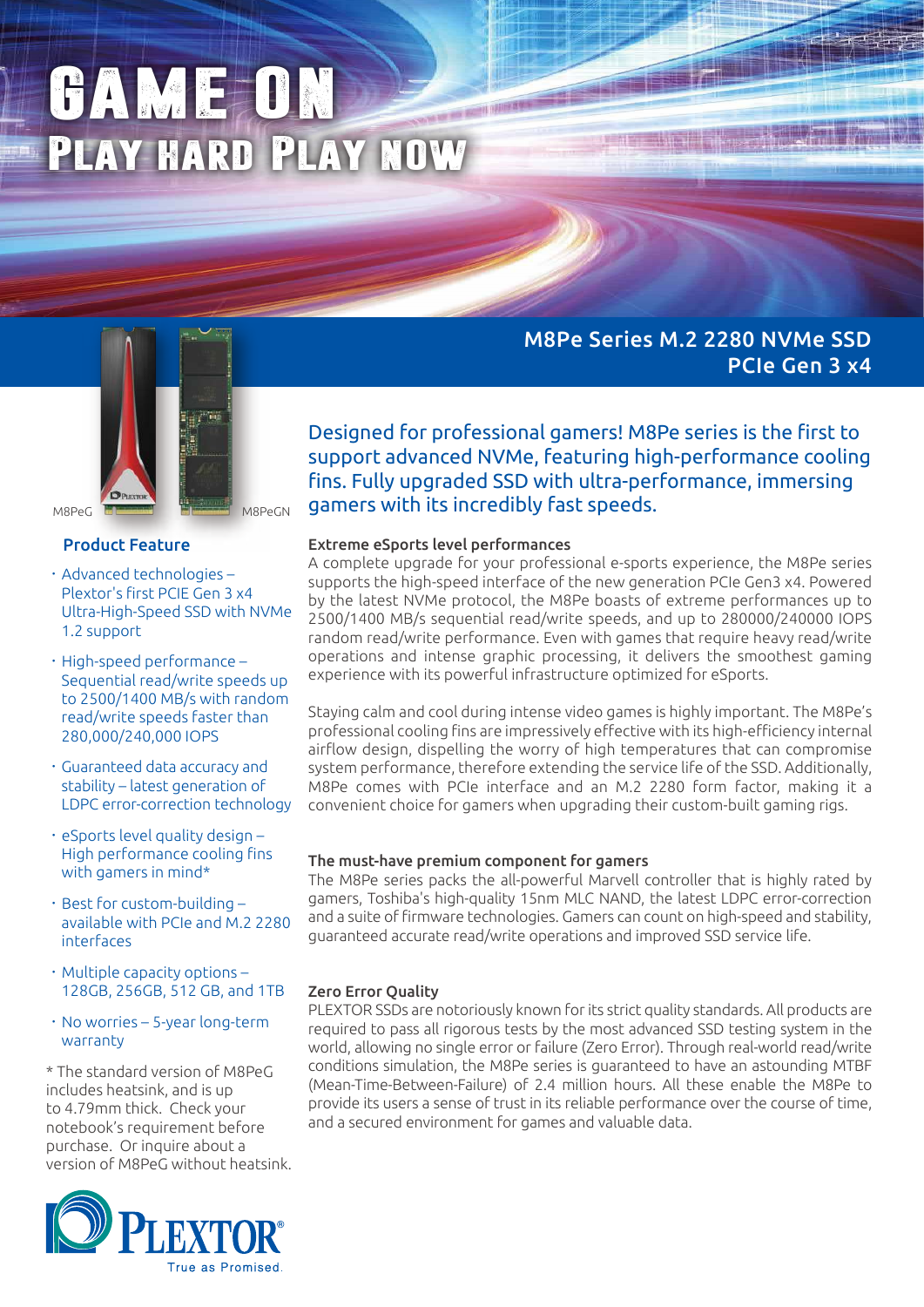# GAME ON

## PLAY HARD PLAY NOW

## M8Pe Series M.2 2280 NVMe SSD PCIe Gen 3 x4

M8PeG M8PeGN

Designed for professional gamers! M8Pe series is the first to support advanced NVMe, featuring high-performance cooling fins. Fully upgraded SSD with ultra-performance, immersing gamers with its incredibly fast speeds.

### Product Feature

- Advanced technologies – Plextor's first PCIE Gen 3 x4 Ultra-High-Speed SSD with NVMe 1.2 support
- High-speed performance – Sequential read/write speeds up to 2500/1400 MB/s with random read/write speeds faster than 280,000/240,000 IOPS
- Guaranteed data accuracy and stability – latest generation of LDPC error-correction technology
- eSports level quality design – High performance cooling fins with gamers in mind*
- Best for custom-building – available with PCIe and M.2 2280 interfaces
- Multiple capacity options – 128GB, 256GB, 512 GB, and 1TB
- No worries – 5-year long-term warranty

* The standard version of M8PeG includes heatsink, and is up to 4.79mm thick. Check your notebook's requirement before purchase. Or inquire about a version of M8PeG without heatsink.

### Extreme eSports level performances

A complete upgrade for your professional e-sports experience, the M8Pe series supports the high-speed interface of the new generation PCIe Gen3 x4. Powered by the latest NVMe protocol, the M8Pe boasts of extreme performances up to 2500/1400 MB/s sequential read/write speeds, and up to 280000/240000 IOPS random read/write performance. Even with games that require heavy read/write operations and intense graphic processing, it delivers the smoothest gaming experience with its powerful infrastructure optimized for eSports.

Staying calm and cool during intense video games is highly important. The M8Pe's professional cooling fins are impressively effective with its high-efficiency internal airflow design, dispelling the worry of high temperatures that can compromise system performance, therefore extending the service life of the SSD. Additionally, M8Pe comes with PCIe interface and an M.2 2280 form factor, making it a convenient choice for gamers when upgrading their custom-built gaming rigs.

### The must-have premium component for gamers

The M8Pe series packs the all-powerful Marvell controller that is highly rated by gamers, Toshiba's high-quality 15nm MLC NAND, the latest LDPC error-correction and a suite of firmware technologies. Gamers can count on high-speed and stability, guaranteed accurate read/write operations and improved SSD service life.

### Zero Error Quality

PLEXTOR SSDs are notoriously known for its strict quality standards. All products are required to pass all rigorous tests by the most advanced SSD testing system in the world, allowing no single error or failure (Zero Error). Through real-world read/write conditions simulation, the M8Pe series is guaranteed to have an astounding MTBF (Mean-Time-Between-Failure) of 2.4 million hours. All these enable the M8Pe to provide its users a sense of trust in its reliable performance over the course of time, and a secured environment for games and valuable data.

PLEXTOR®
True as Promised.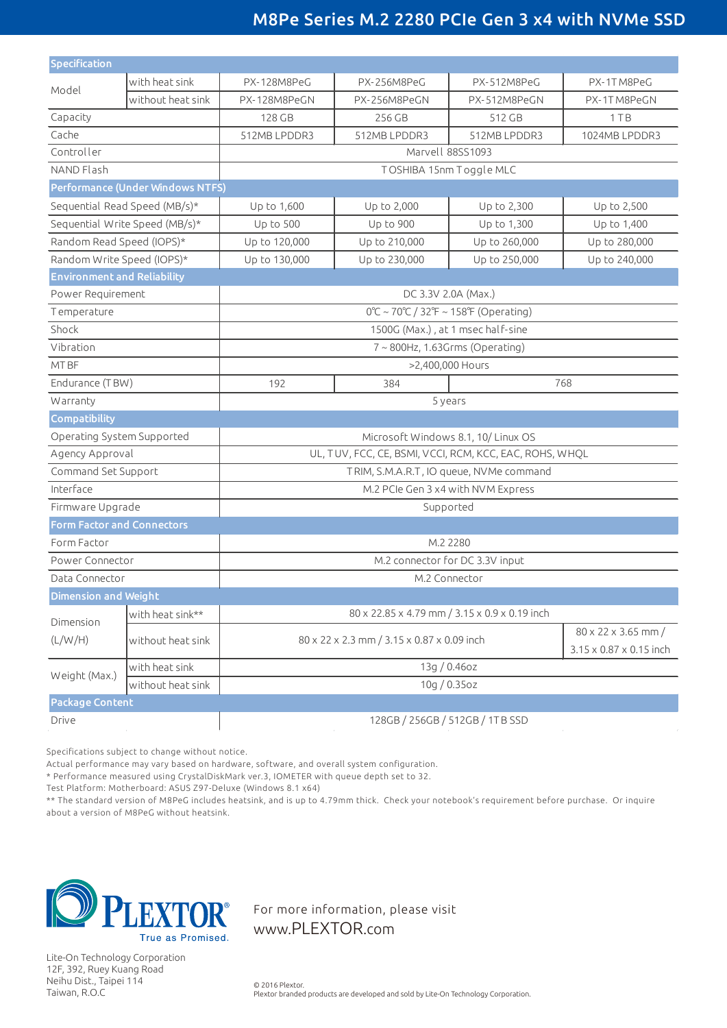# M8Pe Series M.2 2280 PCIe Gen 3 x4 with NVMe SSD

| Specification | | | | | |
|---|---|---|---|---|---|
| Model | with heat sink | PX-128M8PeG | PX-256M8PeG | PX-512M8PeG | PX-1TM8PeG |
| | without heat sink | PX-128M8PeGN | PX-256M8PeGN | PX-512M8PeGN | PX-1TM8PeGN |
| Capacity | | 128 GB | 256 GB | 512 GB | 1 TB |
| Cache | | 512MB LPDDR3 | 512MB LPDDR3 | 512MB LPDDR3 | 1024MB LPDDR3 |
| Controller | | Marvell 88SS1093 | | | |
| NAND Flash | | TOSHIBA 15nm Toggle MLC | | | |
| **Performance (Under Windows NTFS)** | | | | | |
| Sequential Read Speed (MB/s)* | | Up to 1,600 | Up to 2,000 | Up to 2,300 | Up to 2,500 |
| Sequential Write Speed (MB/s)* | | Up to 500 | Up to 900 | Up to 1,300 | Up to 1,400 |
| Random Read Speed (IOPS)* | | Up to 120,000 | Up to 210,000 | Up to 260,000 | Up to 280,000 |
| Random Write Speed (IOPS)* | | Up to 130,000 | Up to 230,000 | Up to 250,000 | Up to 240,000 |
| **Environment and Reliability** | | | | | |
| Power Requirement | | DC 3.3V 2.0A (Max.) | | | |
| Temperature | | 0℃ ~ 70℃ / 32℉ ~ 158℉ (Operating) | | | |
| Shock | | 1500G (Max.), at 1 msec half-sine | | | |
| Vibration | | 7 ~ 800Hz, 1.63Grms (Operating) | | | |
| MTBF | | >2,400,000 Hours | | | |
| Endurance (TBW) | | 192 | 384 | 768 | |
| Warranty | | 5 years | | | |
| **Compatibility** | | | | | |
| Operating System Supported | | Microsoft Windows 8.1, 10/ Linux OS | | | |
| Agency Approval | | UL, TUV, FCC, CE, BSMI, VCCI, RCM, KCC, EAC, ROHS, WHQL | | | |
| Command Set Support | | TRIM, S.M.A.R.T, IO queue, NVMe command | | | |
| Interface | | M.2 PCIe Gen 3 x4 with NVM Express | | | |
| Firmware Upgrade | | Supported | | | |
| **Form Factor and Connectors** | | | | | |
| Form Factor | | M.2 2280 | | | |
| Power Connector | | M.2 connector for DC 3.3V input | | | |
| Data Connector | | M.2 Connector | | | |
| **Dimension and Weight** | | | | | |
| Dimension (L/W/H) | with heat sink** | 80 x 22.85 x 4.79 mm / 3.15 x 0.9 x 0.19 inch | | | |
| | without heat sink | 80 x 22 x 2.3 mm / 3.15 x 0.87 x 0.09 inch | | | 80 x 22 x 3.65 mm / 3.15 x 0.87 x 0.15 inch |
| Weight (Max.) | with heat sink | 13g / 0.46oz | | | |
| | without heat sink | 10g / 0.35oz | | | |
| **Package Content** | | | | | |
| Drive | | 128GB / 256GB / 512GB / 1TB SSD | | | |

Specifications subject to change without notice.
Actual performance may vary based on hardware, software, and overall system configuration.
* Performance measured using CrystalDiskMark ver.3, IOMETER with queue depth set to 32.
Test Platform: Motherboard: ASUS Z97-Deluxe (Windows 8.1 x64)
** The standard version of M8PeG includes heatsink, and is up to 4.79mm thick. Check your notebook's requirement before purchase. Or inquire about a version of M8PeG without heatsink.

PLEXTOR True as Promised.

For more information, please visit
www.PLEXTOR.com

Lite-On Technology Corporation
12F, 392, Ruey Kuang Road
Neihu Dist., Taipei 114
Taiwan, R.O.C

© 2016 Plextor.
Plextor branded products are developed and sold by Lite-On Technology Corporation.